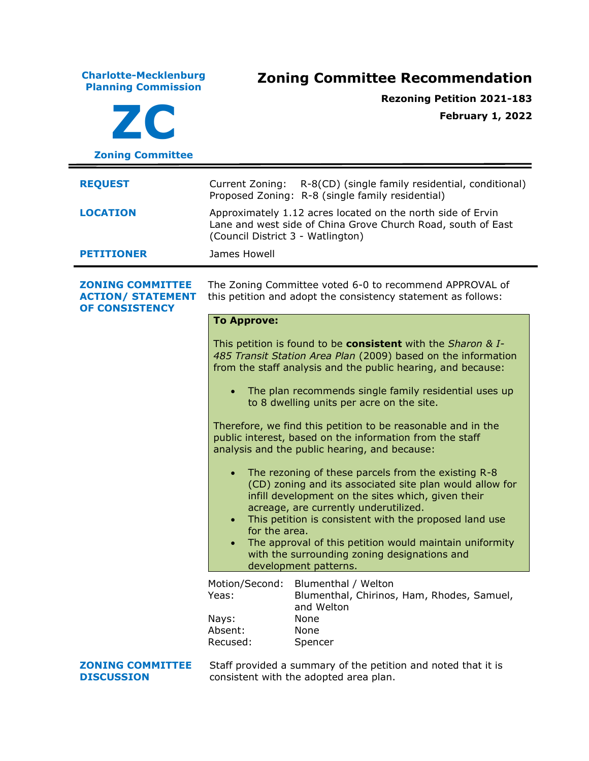**Charlotte-Mecklenburg Planning Commission**

**ZC**

**Zoning Committee**

# Zoning Committee Recommendation

**Rezoning Petition 2021-183**

**February 1, 2022**

---

| | |
|---|---|
| **REQUEST** | Current Zoning: R-8(CD) (single family residential, conditional)<br>Proposed Zoning: R-8 (single family residential) |
| **LOCATION** | Approximately 1.12 acres located on the north side of Ervin Lane and west side of China Grove Church Road, south of East (Council District 3 - Watlington) |
| **PETITIONER** | James Howell |

---

**ZONING COMMITTEE ACTION/ STATEMENT OF CONSISTENCY**

The Zoning Committee voted 6-0 to recommend APPROVAL of this petition and adopt the consistency statement as follows:

**To Approve:**

This petition is found to be **consistent** with the *Sharon & I-485 Transit Station Area Plan* (2009) based on the information from the staff analysis and the public hearing, and because:

- The plan recommends single family residential uses up to 8 dwelling units per acre on the site.

Therefore, we find this petition to be reasonable and in the public interest, based on the information from the staff analysis and the public hearing, and because:

- The rezoning of these parcels from the existing R-8 (CD) zoning and its associated site plan would allow for infill development on the sites which, given their acreage, are currently underutilized.
- This petition is consistent with the proposed land use for the area.
- The approval of this petition would maintain uniformity with the surrounding zoning designations and development patterns.

| | |
|---|---|
| Motion/Second: | Blumenthal / Welton |
| Yeas: | Blumenthal, Chirinos, Ham, Rhodes, Samuel, and Welton |
| Nays: | None |
| Absent: | None |
| Recused: | Spencer |

**ZONING COMMITTEE DISCUSSION**

Staff provided a summary of the petition and noted that it is consistent with the adopted area plan.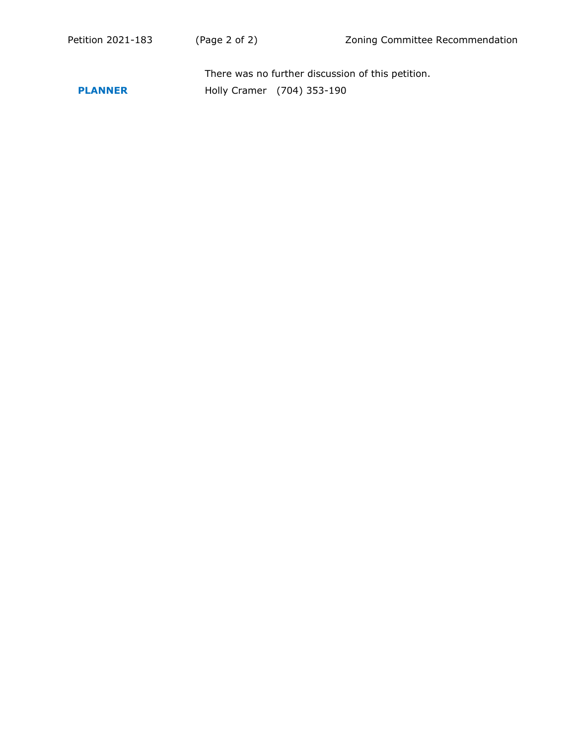There was no further discussion of this petition.

**PLANNER** Holly Cramer (704) 353-190